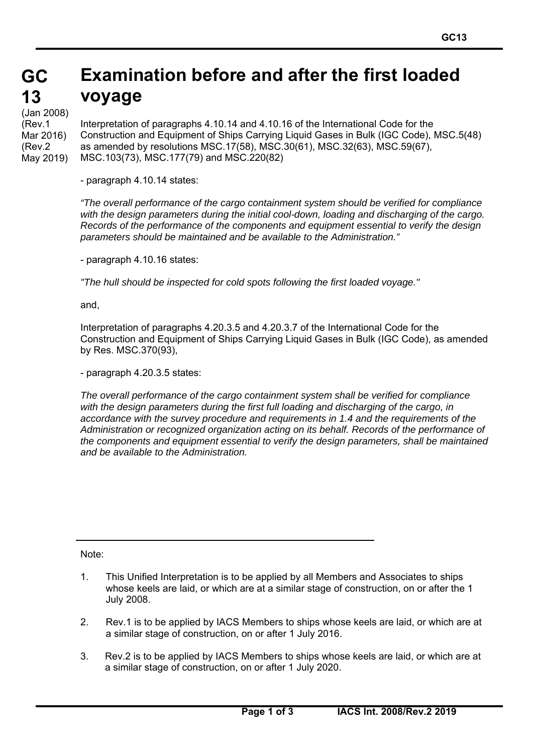# GC 13 Examination before and after the first loaded voyage

(Jan 2008)
(Rev.1 Mar 2016)
(Rev.2 May 2019)

Interpretation of paragraphs 4.10.14 and 4.10.16 of the International Code for the Construction and Equipment of Ships Carrying Liquid Gases in Bulk (IGC Code), MSC.5(48) as amended by resolutions MSC.17(58), MSC.30(61), MSC.32(63), MSC.59(67), MSC.103(73), MSC.177(79) and MSC.220(82)

- paragraph 4.10.14 states:

*"The overall performance of the cargo containment system should be verified for compliance with the design parameters during the initial cool-down, loading and discharging of the cargo. Records of the performance of the components and equipment essential to verify the design parameters should be maintained and be available to the Administration."*

- paragraph 4.10.16 states:

*"The hull should be inspected for cold spots following the first loaded voyage."*

and,

Interpretation of paragraphs 4.20.3.5 and 4.20.3.7 of the International Code for the Construction and Equipment of Ships Carrying Liquid Gases in Bulk (IGC Code), as amended by Res. MSC.370(93),

- paragraph 4.20.3.5 states:

*The overall performance of the cargo containment system shall be verified for compliance with the design parameters during the first full loading and discharging of the cargo, in accordance with the survey procedure and requirements in 1.4 and the requirements of the Administration or recognized organization acting on its behalf. Records of the performance of the components and equipment essential to verify the design parameters, shall be maintained and be available to the Administration.*

---

Note:

1. This Unified Interpretation is to be applied by all Members and Associates to ships whose keels are laid, or which are at a similar stage of construction, on or after the 1 July 2008.

2. Rev.1 is to be applied by IACS Members to ships whose keels are laid, or which are at a similar stage of construction, on or after 1 July 2016.

3. Rev.2 is to be applied by IACS Members to ships whose keels are laid, or which are at a similar stage of construction, on or after 1 July 2020.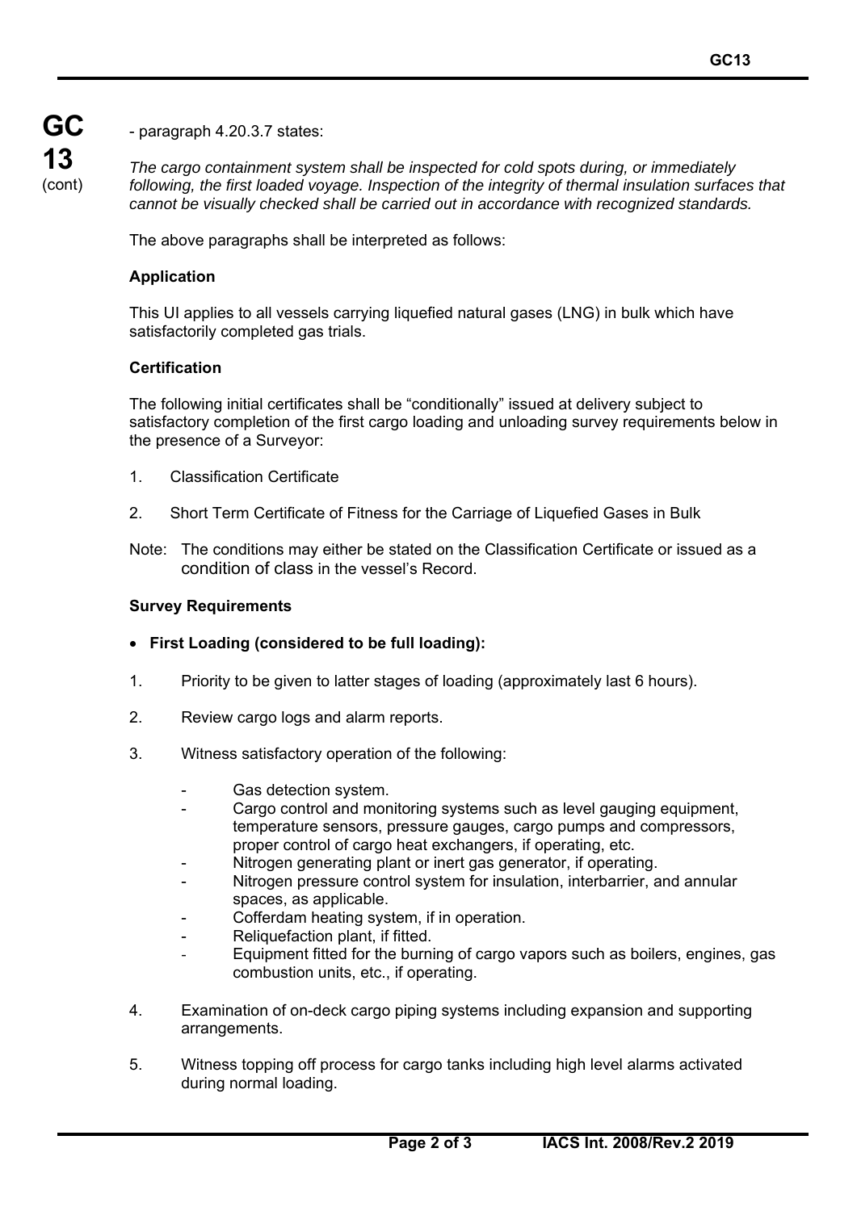- paragraph 4.20.3.7 states:

*The cargo containment system shall be inspected for cold spots during, or immediately following, the first loaded voyage. Inspection of the integrity of thermal insulation surfaces that cannot be visually checked shall be carried out in accordance with recognized standards.*

The above paragraphs shall be interpreted as follows:

**Application**

This UI applies to all vessels carrying liquefied natural gases (LNG) in bulk which have satisfactorily completed gas trials.

**Certification**

The following initial certificates shall be "conditionally" issued at delivery subject to satisfactory completion of the first cargo loading and unloading survey requirements below in the presence of a Surveyor:

1. Classification Certificate

2. Short Term Certificate of Fitness for the Carriage of Liquefied Gases in Bulk

Note: The conditions may either be stated on the Classification Certificate or issued as a condition of class in the vessel's Record.

**Survey Requirements**

- **First Loading (considered to be full loading):**

1. Priority to be given to latter stages of loading (approximately last 6 hours).

2. Review cargo logs and alarm reports.

3. Witness satisfactory operation of the following:

   - Gas detection system.
   - Cargo control and monitoring systems such as level gauging equipment, temperature sensors, pressure gauges, cargo pumps and compressors, proper control of cargo heat exchangers, if operating, etc.
   - Nitrogen generating plant or inert gas generator, if operating.
   - Nitrogen pressure control system for insulation, interbarrier, and annular spaces, as applicable.
   - Cofferdam heating system, if in operation.
   - Reliquefaction plant, if fitted.
   - Equipment fitted for the burning of cargo vapors such as boilers, engines, gas combustion units, etc., if operating.

4. Examination of on-deck cargo piping systems including expansion and supporting arrangements.

5. Witness topping off process for cargo tanks including high level alarms activated during normal loading.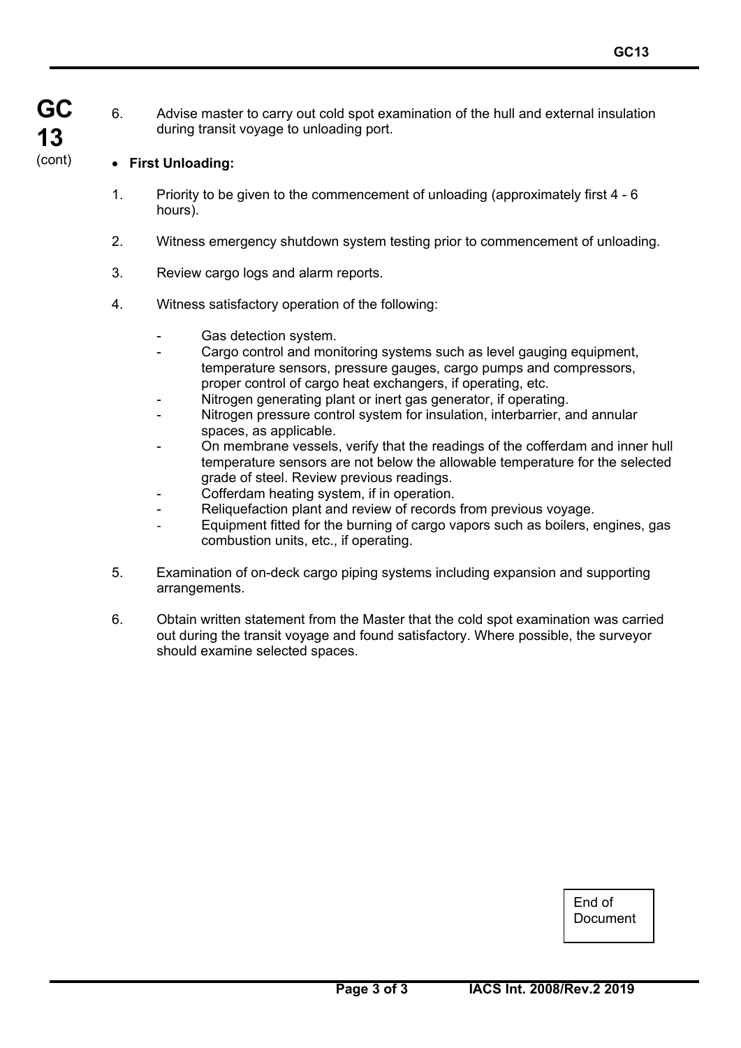6. Advise master to carry out cold spot examination of the hull and external insulation during transit voyage to unloading port.

- **First Unloading:**

1. Priority to be given to the commencement of unloading (approximately first 4 - 6 hours).

2. Witness emergency shutdown system testing prior to commencement of unloading.

3. Review cargo logs and alarm reports.

4. Witness satisfactory operation of the following:

   - Gas detection system.
   - Cargo control and monitoring systems such as level gauging equipment, temperature sensors, pressure gauges, cargo pumps and compressors, proper control of cargo heat exchangers, if operating, etc.
   - Nitrogen generating plant or inert gas generator, if operating.
   - Nitrogen pressure control system for insulation, interbarrier, and annular spaces, as applicable.
   - On membrane vessels, verify that the readings of the cofferdam and inner hull temperature sensors are not below the allowable temperature for the selected grade of steel. Review previous readings.
   - Cofferdam heating system, if in operation.
   - Reliquefaction plant and review of records from previous voyage.
   - Equipment fitted for the burning of cargo vapors such as boilers, engines, gas combustion units, etc., if operating.

5. Examination of on-deck cargo piping systems including expansion and supporting arrangements.

6. Obtain written statement from the Master that the cold spot examination was carried out during the transit voyage and found satisfactory. Where possible, the surveyor should examine selected spaces.

End of Document